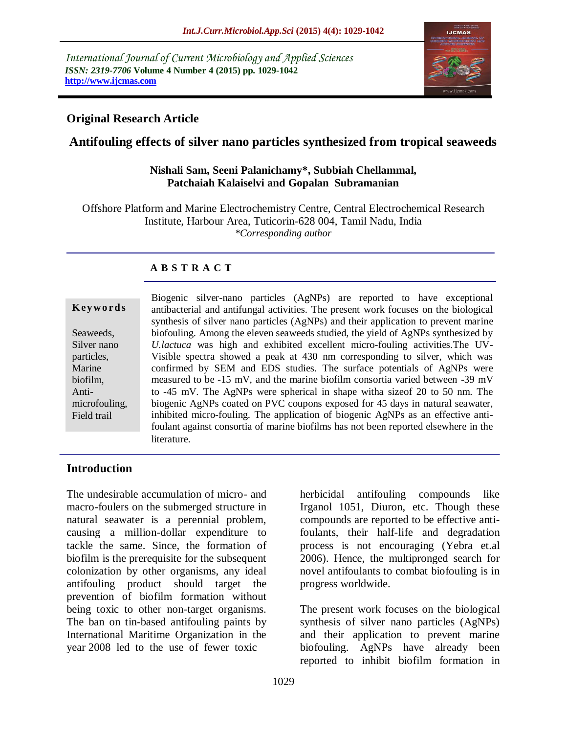International Journal of Current Microbiology and Applied Sciences
*ISSN: 2319-7706* **Volume 4 Number 4 (2015) pp. 1029-1042**
**http://www.ijcmas.com**

**Original Research Article**

# Antifouling effects of silver nano particles synthesized from tropical seaweeds

**Nishali Sam, Seeni Palanichamy*, Subbiah Chellammal, Patchaiah Kalaiselvi and Gopalan Subramanian**

Offshore Platform and Marine Electrochemistry Centre, Central Electrochemical Research Institute, Harbour Area, Tuticorin-628 004, Tamil Nadu, India
*\*Corresponding author*

## A B S T R A C T

**Keywords**

Seaweeds, Silver nano particles, Marine biofilm, Anti-microfouling, Field trail

Biogenic silver-nano particles (AgNPs) are reported to have exceptional antibacterial and antifungal activities. The present work focuses on the biological synthesis of silver nano particles (AgNPs) and their application to prevent marine biofouling. Among the eleven seaweeds studied, the yield of AgNPs synthesized by *U.lactuca* was high and exhibited excellent micro-fouling activities.The UV-Visible spectra showed a peak at 430 nm corresponding to silver, which was confirmed by SEM and EDS studies. The surface potentials of AgNPs were measured to be -15 mV, and the marine biofilm consortia varied between -39 mV to -45 mV. The AgNPs were spherical in shape witha sizeof 20 to 50 nm. The biogenic AgNPs coated on PVC coupons exposed for 45 days in natural seawater, inhibited micro-fouling. The application of biogenic AgNPs as an effective anti-foulant against consortia of marine biofilms has not been reported elsewhere in the literature.

## Introduction

The undesirable accumulation of micro- and macro-foulers on the submerged structure in natural seawater is a perennial problem, causing a million-dollar expenditure to tackle the same. Since, the formation of biofilm is the prerequisite for the subsequent colonization by other organisms, any ideal antifouling product should target the prevention of biofilm formation without being toxic to other non-target organisms. The ban on tin-based antifouling paints by International Maritime Organization in the year 2008 led to the use of fewer toxic herbicidal antifouling compounds like Irganol 1051, Diuron, etc. Though these compounds are reported to be effective anti-foulants, their half-life and degradation process is not encouraging (Yebra et.al 2006). Hence, the multipronged search for novel antifoulants to combat biofouling is in progress worldwide.

The present work focuses on the biological synthesis of silver nano particles (AgNPs) and their application to prevent marine biofouling. AgNPs have already been reported to inhibit biofilm formation in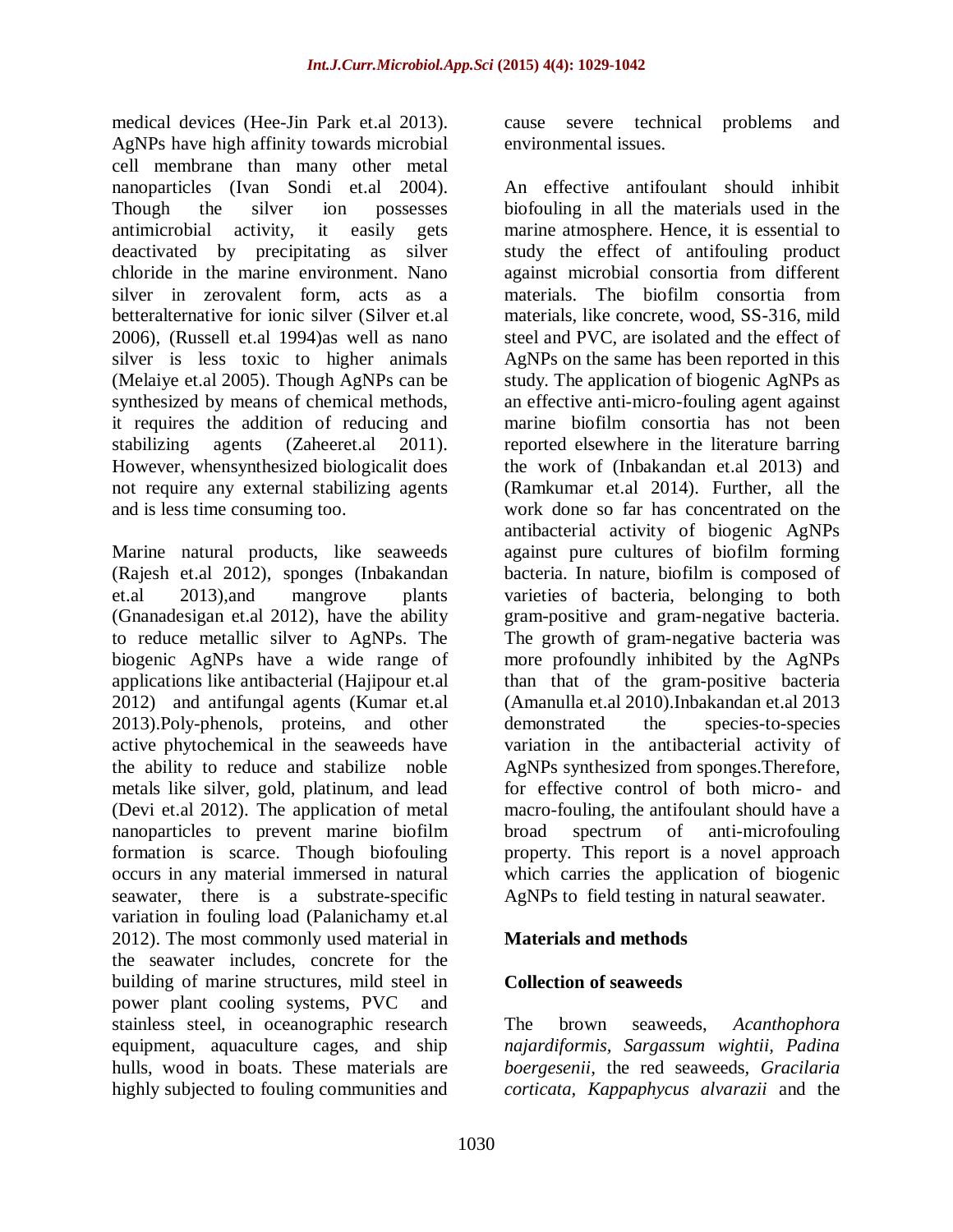medical devices (Hee-Jin Park et.al 2013). AgNPs have high affinity towards microbial cell membrane than many other metal nanoparticles (Ivan Sondi et.al 2004). Though the silver ion possesses antimicrobial activity, it easily gets deactivated by precipitating as silver chloride in the marine environment. Nano silver in zerovalent form, acts as a betteralternative for ionic silver (Silver et.al 2006), (Russell et.al 1994)as well as nano silver is less toxic to higher animals (Melaiye et.al 2005). Though AgNPs can be synthesized by means of chemical methods, it requires the addition of reducing and stabilizing agents (Zaheeret.al 2011). However, whensynthesized biologicalit does not require any external stabilizing agents and is less time consuming too.

Marine natural products, like seaweeds (Rajesh et.al 2012), sponges (Inbakandan et.al 2013),and mangrove plants (Gnanadesigan et.al 2012), have the ability to reduce metallic silver to AgNPs. The biogenic AgNPs have a wide range of applications like antibacterial (Hajipour et.al 2012) and antifungal agents (Kumar et.al 2013).Poly-phenols, proteins, and other active phytochemical in the seaweeds have the ability to reduce and stabilize noble metals like silver, gold, platinum, and lead (Devi et.al 2012). The application of metal nanoparticles to prevent marine biofilm formation is scarce. Though biofouling occurs in any material immersed in natural seawater, there is a substrate-specific variation in fouling load (Palanichamy et.al 2012). The most commonly used material in the seawater includes, concrete for the building of marine structures, mild steel in power plant cooling systems, PVC and stainless steel, in oceanographic research equipment, aquaculture cages, and ship hulls, wood in boats. These materials are highly subjected to fouling communities and cause severe technical problems and environmental issues.

An effective antifoulant should inhibit biofouling in all the materials used in the marine atmosphere. Hence, it is essential to study the effect of antifouling product against microbial consortia from different materials. The biofilm consortia from materials, like concrete, wood, SS-316, mild steel and PVC, are isolated and the effect of AgNPs on the same has been reported in this study. The application of biogenic AgNPs as an effective anti-micro-fouling agent against marine biofilm consortia has not been reported elsewhere in the literature barring the work of (Inbakandan et.al 2013) and (Ramkumar et.al 2014). Further, all the work done so far has concentrated on the antibacterial activity of biogenic AgNPs against pure cultures of biofilm forming bacteria. In nature, biofilm is composed of varieties of bacteria, belonging to both gram-positive and gram-negative bacteria. The growth of gram-negative bacteria was more profoundly inhibited by the AgNPs than that of the gram-positive bacteria (Amanulla et.al 2010).Inbakandan et.al 2013 demonstrated the species-to-species variation in the antibacterial activity of AgNPs synthesized from sponges.Therefore, for effective control of both micro- and macro-fouling, the antifoulant should have a broad spectrum of anti-microfouling property. This report is a novel approach which carries the application of biogenic AgNPs to field testing in natural seawater.

## Materials and methods

### Collection of seaweeds

The brown seaweeds, *Acanthophora najardiformis*, *Sargassum wightii*, *Padina boergesenii*, the red seaweeds, *Gracilaria corticata*, *Kappaphycus alvarazii* and the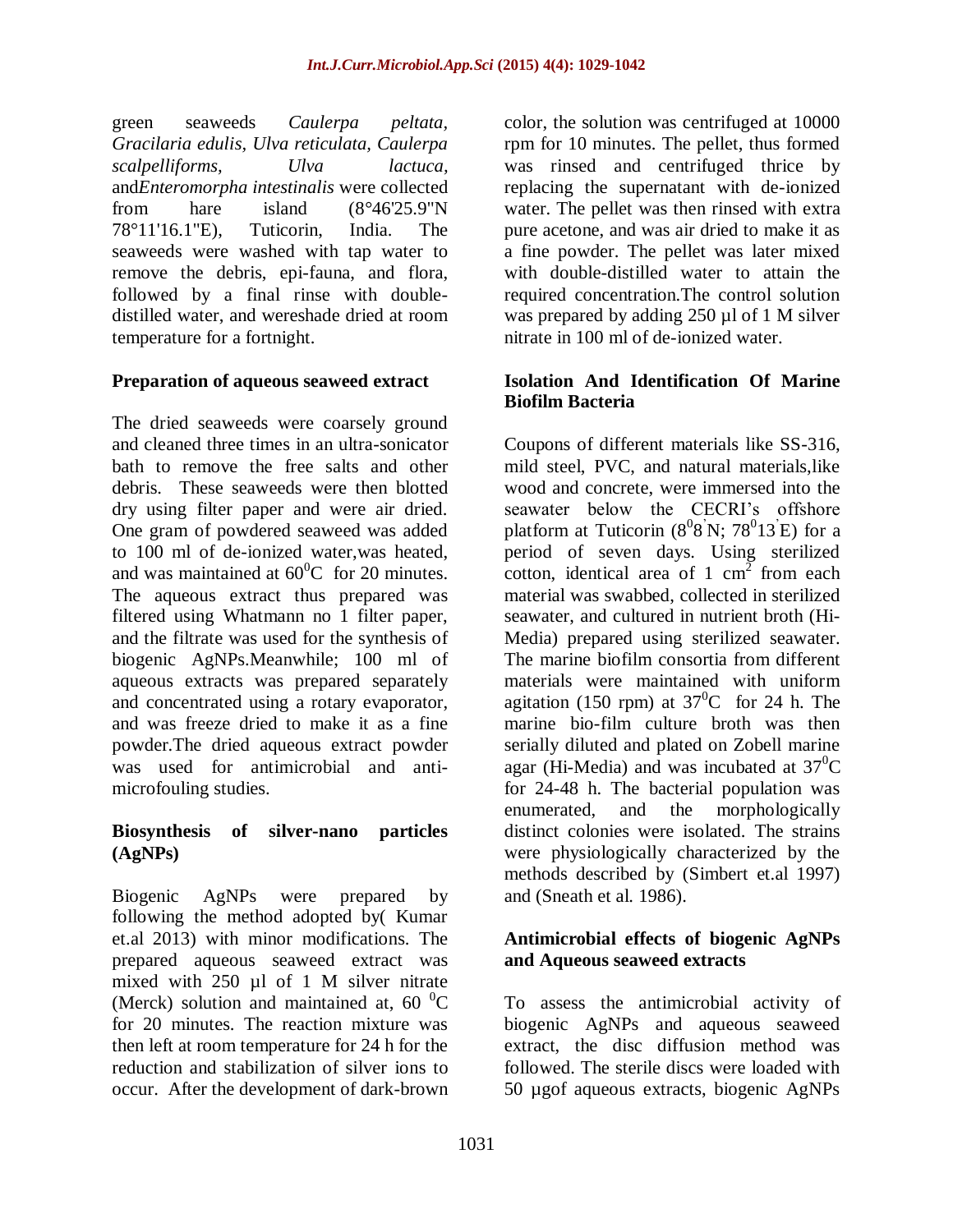green seaweeds *Caulerpa peltata, Gracilaria edulis, Ulva reticulata, Caulerpa scalpelliforms, Ulva lactuca,* and*Enteromorpha intestinalis* were collected from hare island (8°46'25.9"N 78°11'16.1"E), Tuticorin, India. The seaweeds were washed with tap water to remove the debris, epi-fauna, and flora, followed by a final rinse with double-distilled water, and wereshade dried at room temperature for a fortnight.

### Preparation of aqueous seaweed extract

The dried seaweeds were coarsely ground and cleaned three times in an ultra-sonicator bath to remove the free salts and other debris. These seaweeds were then blotted dry using filter paper and were air dried. One gram of powdered seaweed was added to 100 ml of de-ionized water,was heated, and was maintained at $60^0$C for 20 minutes. The aqueous extract thus prepared was filtered using Whatmann no 1 filter paper, and the filtrate was used for the synthesis of biogenic AgNPs.Meanwhile; 100 ml of aqueous extracts was prepared separately and concentrated using a rotary evaporator, and was freeze dried to make it as a fine powder.The dried aqueous extract powder was used for antimicrobial and anti-microfouling studies.

### Biosynthesis of silver-nano particles (AgNPs)

Biogenic AgNPs were prepared by following the method adopted by( Kumar et.al 2013) with minor modifications. The prepared aqueous seaweed extract was mixed with 250 µl of 1 M silver nitrate (Merck) solution and maintained at, 60 $^0$C for 20 minutes. The reaction mixture was then left at room temperature for 24 h for the reduction and stabilization of silver ions to occur. After the development of dark-brown color, the solution was centrifuged at 10000 rpm for 10 minutes. The pellet, thus formed was rinsed and centrifuged thrice by replacing the supernatant with de-ionized water. The pellet was then rinsed with extra pure acetone, and was air dried to make it as a fine powder. The pellet was later mixed with double-distilled water to attain the required concentration.The control solution was prepared by adding 250 µl of 1 M silver nitrate in 100 ml of de-ionized water.

### Isolation And Identification Of Marine Biofilm Bacteria

Coupons of different materials like SS-316, mild steel, PVC, and natural materials,like wood and concrete, were immersed into the seawater below the CECRI's offshore platform at Tuticorin ($8^0 8'$N; $78^0 13'$E) for a period of seven days. Using sterilized cotton, identical area of 1 $cm^2$ from each material was swabbed, collected in sterilized seawater, and cultured in nutrient broth (Hi-Media) prepared using sterilized seawater. The marine biofilm consortia from different materials were maintained with uniform agitation (150 rpm) at $37^0$C for 24 h. The marine bio-film culture broth was then serially diluted and plated on Zobell marine agar (Hi-Media) and was incubated at $37^0$C for 24-48 h. The bacterial population was enumerated, and the morphologically distinct colonies were isolated. The strains were physiologically characterized by the methods described by (Simbert et.al 1997) and (Sneath et al. 1986).

### Antimicrobial effects of biogenic AgNPs and Aqueous seaweed extracts

To assess the antimicrobial activity of biogenic AgNPs and aqueous seaweed extract, the disc diffusion method was followed. The sterile discs were loaded with 50 µgof aqueous extracts, biogenic AgNPs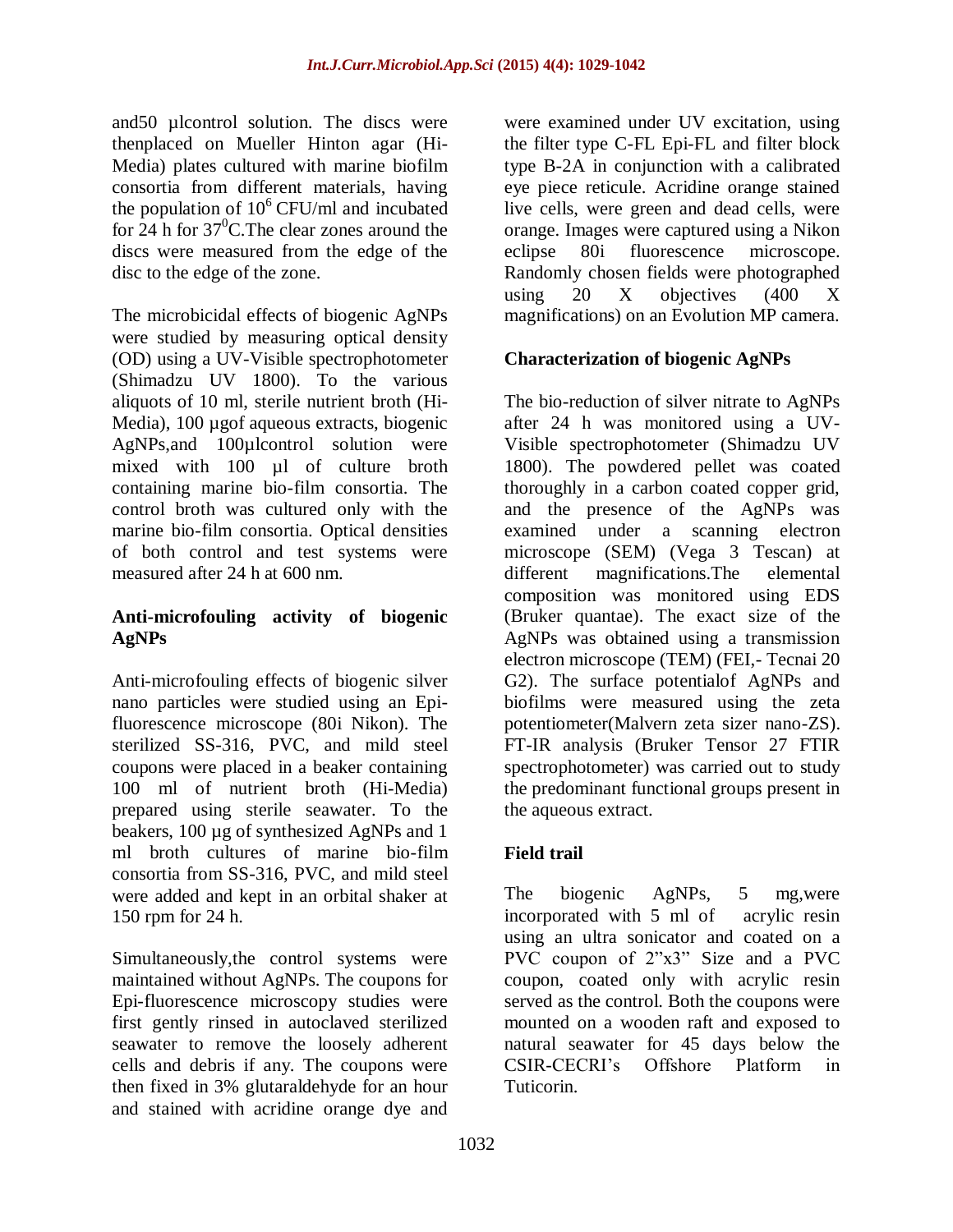and50 µlcontrol solution. The discs were thenplaced on Mueller Hinton agar (Hi-Media) plates cultured with marine biofilm consortia from different materials, having the population of $10^6$ CFU/ml and incubated for 24 h for $37^0$C.The clear zones around the discs were measured from the edge of the disc to the edge of the zone.

The microbicidal effects of biogenic AgNPs were studied by measuring optical density (OD) using a UV-Visible spectrophotometer (Shimadzu UV 1800). To the various aliquots of 10 ml, sterile nutrient broth (Hi-Media), 100 µgof aqueous extracts, biogenic AgNPs,and 100µlcontrol solution were mixed with 100 µl of culture broth containing marine bio-film consortia. The control broth was cultured only with the marine bio-film consortia. Optical densities of both control and test systems were measured after 24 h at 600 nm.

### Anti-microfouling activity of biogenic AgNPs

Anti-microfouling effects of biogenic silver nano particles were studied using an Epi-fluorescence microscope (80i Nikon). The sterilized SS-316, PVC, and mild steel coupons were placed in a beaker containing 100 ml of nutrient broth (Hi-Media) prepared using sterile seawater. To the beakers, 100 µg of synthesized AgNPs and 1 ml broth cultures of marine bio-film consortia from SS-316, PVC, and mild steel were added and kept in an orbital shaker at 150 rpm for 24 h.

Simultaneously,the control systems were maintained without AgNPs. The coupons for Epi-fluorescence microscopy studies were first gently rinsed in autoclaved sterilized seawater to remove the loosely adherent cells and debris if any. The coupons were then fixed in 3% glutaraldehyde for an hour and stained with acridine orange dye and were examined under UV excitation, using the filter type C-FL Epi-FL and filter block type B-2A in conjunction with a calibrated eye piece reticule. Acridine orange stained live cells, were green and dead cells, were orange. Images were captured using a Nikon eclipse 80i fluorescence microscope. Randomly chosen fields were photographed using 20 X objectives (400 X magnifications) on an Evolution MP camera.

### Characterization of biogenic AgNPs

The bio-reduction of silver nitrate to AgNPs after 24 h was monitored using a UV-Visible spectrophotometer (Shimadzu UV 1800). The powdered pellet was coated thoroughly in a carbon coated copper grid, and the presence of the AgNPs was examined under a scanning electron microscope (SEM) (Vega 3 Tescan) at different magnifications.The elemental composition was monitored using EDS (Bruker quantae). The exact size of the AgNPs was obtained using a transmission electron microscope (TEM) (FEI,- Tecnai 20 G2). The surface potentialof AgNPs and biofilms were measured using the zeta potentiometer(Malvern zeta sizer nano-ZS). FT-IR analysis (Bruker Tensor 27 FTIR spectrophotometer) was carried out to study the predominant functional groups present in the aqueous extract.

### Field trail

The biogenic AgNPs, 5 mg,were incorporated with 5 ml of acrylic resin using an ultra sonicator and coated on a PVC coupon of 2"x3" Size and a PVC coupon, coated only with acrylic resin served as the control. Both the coupons were mounted on a wooden raft and exposed to natural seawater for 45 days below the CSIR-CECRI's Offshore Platform in Tuticorin.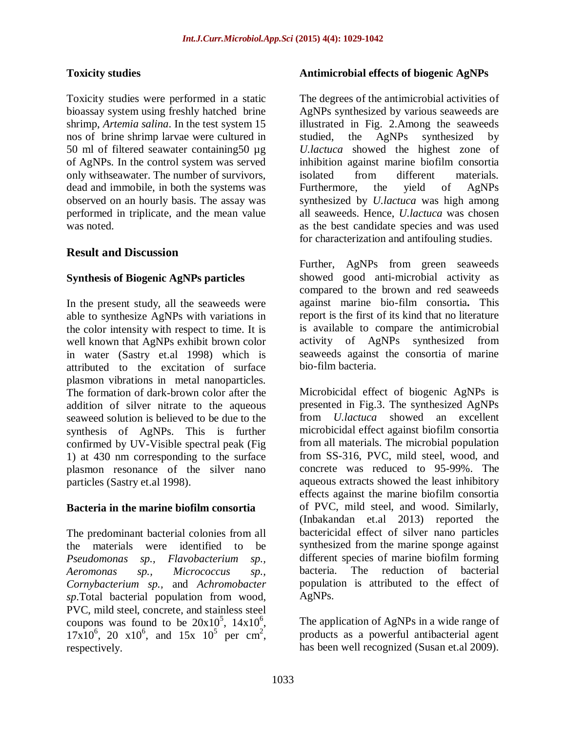### Toxicity studies

Toxicity studies were performed in a static bioassay system using freshly hatched brine shrimp, *Artemia salina*. In the test system 15 nos of brine shrimp larvae were cultured in 50 ml of filtered seawater containing50 µg of AgNPs. In the control system was served only withseawater. The number of survivors, dead and immobile, in both the systems was observed on an hourly basis. The assay was performed in triplicate, and the mean value was noted.

## Result and Discussion

### Synthesis of Biogenic AgNPs particles

In the present study, all the seaweeds were able to synthesize AgNPs with variations in the color intensity with respect to time. It is well known that AgNPs exhibit brown color in water (Sastry et.al 1998) which is attributed to the excitation of surface plasmon vibrations in metal nanoparticles. The formation of dark-brown color after the addition of silver nitrate to the aqueous seaweed solution is believed to be due to the synthesis of AgNPs. This is further confirmed by UV-Visible spectral peak (Fig 1) at 430 nm corresponding to the surface plasmon resonance of the silver nano particles (Sastry et.al 1998).

### Bacteria in the marine biofilm consortia

The predominant bacterial colonies from all the materials were identified to be *Pseudomonas sp., Flavobacterium sp., Aeromonas sp., Micrococcus sp., Cornybacterium sp.,* and *Achromobacter sp*.Total bacterial population from wood, PVC, mild steel, concrete, and stainless steel coupons was found to be $20\times10^5$, $14\times10^6$, $17\times10^6$, $20\times10^6$, and $15\times10^5$ per $cm^2$, respectively.

### Antimicrobial effects of biogenic AgNPs

The degrees of the antimicrobial activities of AgNPs synthesized by various seaweeds are illustrated in Fig. 2.Among the seaweeds studied, the AgNPs synthesized by *U.lactuca* showed the highest zone of inhibition against marine biofilm consortia isolated from different materials. Furthermore, the yield of AgNPs synthesized by *U.lactuca* was high among all seaweeds. Hence, *U.lactuca* was chosen as the best candidate species and was used for characterization and antifouling studies.

Further, AgNPs from green seaweeds showed good anti-microbial activity as compared to the brown and red seaweeds against marine bio-film consortia**.** This report is the first of its kind that no literature is available to compare the antimicrobial activity of AgNPs synthesized from seaweeds against the consortia of marine bio-film bacteria.

Microbicidal effect of biogenic AgNPs is presented in Fig.3. The synthesized AgNPs from *U.lactuca* showed an excellent microbicidal effect against biofilm consortia from all materials. The microbial population from SS-316, PVC, mild steel, wood, and concrete was reduced to 95-99%. The aqueous extracts showed the least inhibitory effects against the marine biofilm consortia of PVC, mild steel, and wood. Similarly, (Inbakandan et.al 2013) reported the bactericidal effect of silver nano particles synthesized from the marine sponge against different species of marine biofilm forming bacteria. The reduction of bacterial population is attributed to the effect of AgNPs.

The application of AgNPs in a wide range of products as a powerful antibacterial agent has been well recognized (Susan et.al 2009).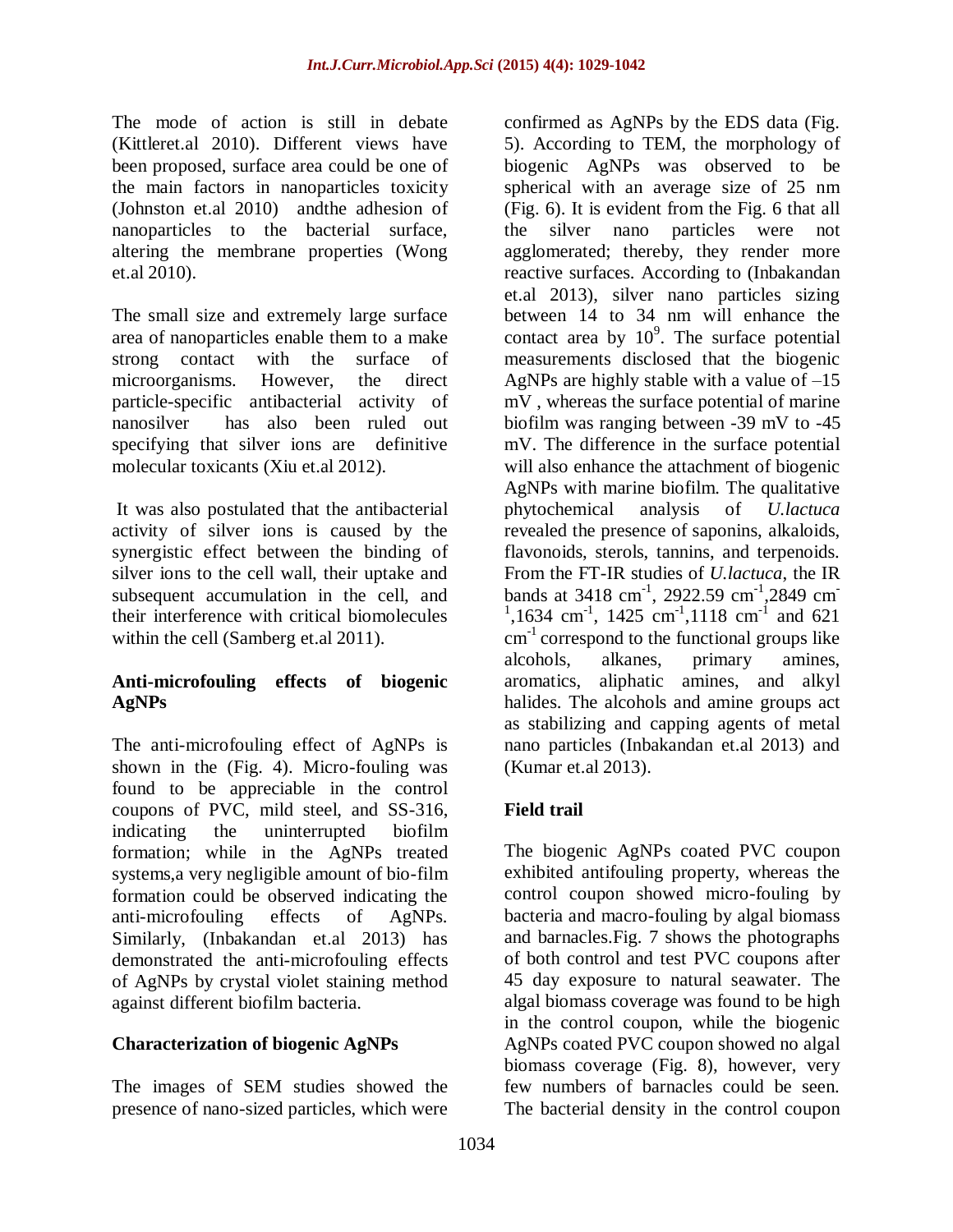The mode of action is still in debate (Kittleret.al 2010). Different views have been proposed, surface area could be one of the main factors in nanoparticles toxicity (Johnston et.al 2010) andthe adhesion of nanoparticles to the bacterial surface, altering the membrane properties (Wong et.al 2010).

The small size and extremely large surface area of nanoparticles enable them to a make strong contact with the surface of microorganisms. However, the direct particle-specific antibacterial activity of nanosilver has also been ruled out specifying that silver ions are definitive molecular toxicants (Xiu et.al 2012).

It was also postulated that the antibacterial activity of silver ions is caused by the synergistic effect between the binding of silver ions to the cell wall, their uptake and subsequent accumulation in the cell, and their interference with critical biomolecules within the cell (Samberg et.al 2011).

## Anti-microfouling effects of biogenic AgNPs

The anti-microfouling effect of AgNPs is shown in the (Fig. 4). Micro-fouling was found to be appreciable in the control coupons of PVC, mild steel, and SS-316, indicating the uninterrupted biofilm formation; while in the AgNPs treated systems,a very negligible amount of bio-film formation could be observed indicating the anti-microfouling effects of AgNPs. Similarly, (Inbakandan et.al 2013) has demonstrated the anti-microfouling effects of AgNPs by crystal violet staining method against different biofilm bacteria.

## Characterization of biogenic AgNPs

The images of SEM studies showed the presence of nano-sized particles, which were confirmed as AgNPs by the EDS data (Fig. 5). According to TEM, the morphology of biogenic AgNPs was observed to be spherical with an average size of 25 nm (Fig. 6). It is evident from the Fig. 6 that all the silver nano particles were not agglomerated; thereby, they render more reactive surfaces. According to (Inbakandan et.al 2013), silver nano particles sizing between 14 to 34 nm will enhance the contact area by $10^9$. The surface potential measurements disclosed that the biogenic AgNPs are highly stable with a value of –15 mV , whereas the surface potential of marine biofilm was ranging between -39 mV to -45 mV. The difference in the surface potential will also enhance the attachment of biogenic AgNPs with marine biofilm. The qualitative phytochemical analysis of *U.lactuca* revealed the presence of saponins, alkaloids, flavonoids, sterols, tannins, and terpenoids. From the FT-IR studies of *U.lactuca*, the IR bands at 3418 $cm^{-1}$, 2922.59 $cm^{-1}$,2849 $cm^{-1}$,1634 $cm^{-1}$, 1425 $cm^{-1}$,1118 $cm^{-1}$ and 621 $cm^{-1}$ correspond to the functional groups like alcohols, alkanes, primary amines, aromatics, aliphatic amines, and alkyl halides. The alcohols and amine groups act as stabilizing and capping agents of metal nano particles (Inbakandan et.al 2013) and (Kumar et.al 2013).

## Field trail

The biogenic AgNPs coated PVC coupon exhibited antifouling property, whereas the control coupon showed micro-fouling by bacteria and macro-fouling by algal biomass and barnacles.Fig. 7 shows the photographs of both control and test PVC coupons after 45 day exposure to natural seawater. The algal biomass coverage was found to be high in the control coupon, while the biogenic AgNPs coated PVC coupon showed no algal biomass coverage (Fig. 8), however, very few numbers of barnacles could be seen. The bacterial density in the control coupon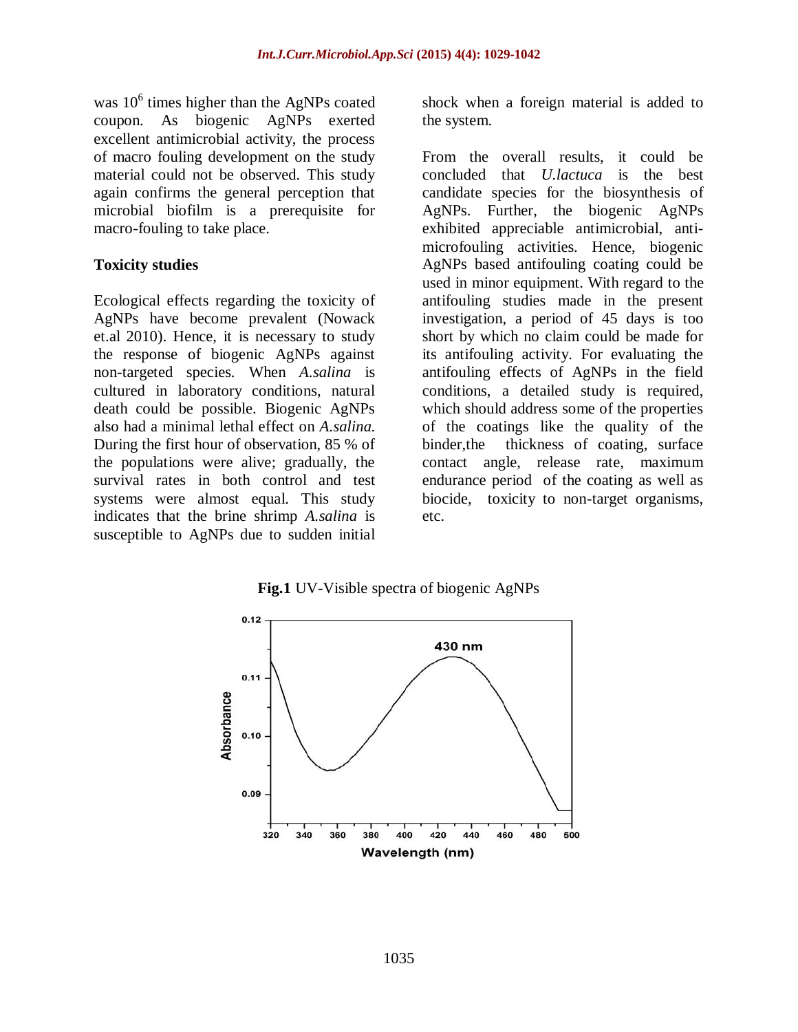was $10^6$ times higher than the AgNPs coated coupon. As biogenic AgNPs exerted excellent antimicrobial activity, the process of macro fouling development on the study material could not be observed. This study again confirms the general perception that microbial biofilm is a prerequisite for macro-fouling to take place.

**Toxicity studies**

Ecological effects regarding the toxicity of AgNPs have become prevalent (Nowack et.al 2010). Hence, it is necessary to study the response of biogenic AgNPs against non-targeted species. When *A.salina* is cultured in laboratory conditions, natural death could be possible. Biogenic AgNPs also had a minimal lethal effect on *A.salina.* During the first hour of observation, 85 % of the populations were alive; gradually, the survival rates in both control and test systems were almost equal. This study indicates that the brine shrimp *A.salina* is susceptible to AgNPs due to sudden initial shock when a foreign material is added to the system.

From the overall results, it could be concluded that *U.lactuca* is the best candidate species for the biosynthesis of AgNPs. Further, the biogenic AgNPs exhibited appreciable antimicrobial, anti-microfouling activities. Hence, biogenic AgNPs based antifouling coating could be used in minor equipment. With regard to the antifouling studies made in the present investigation, a period of 45 days is too short by which no claim could be made for its antifouling activity. For evaluating the antifouling effects of AgNPs in the field conditions, a detailed study is required, which should address some of the properties of the coatings like the quality of the binder,the thickness of coating, surface contact angle, release rate, maximum endurance period of the coating as well as biocide, toxicity to non-target organisms, etc.

**Fig.1** UV-Visible spectra of biogenic AgNPs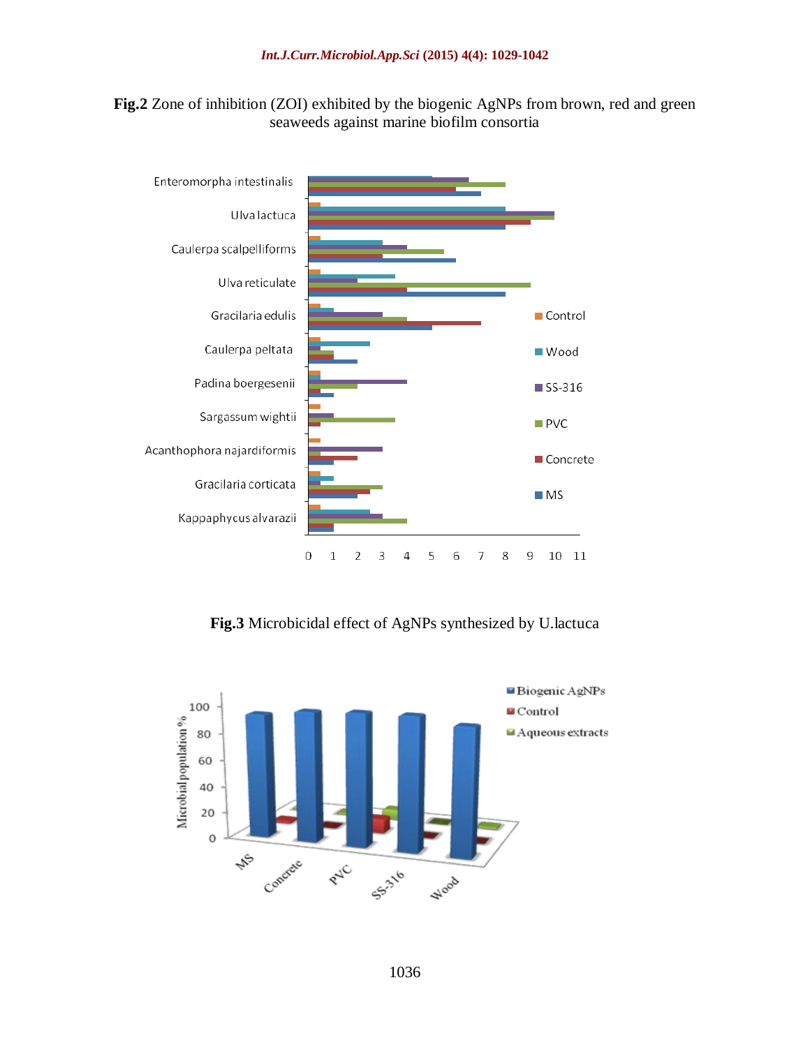**Fig.2** Zone of inhibition (ZOI) exhibited by the biogenic AgNPs from brown, red and green seaweeds against marine biofilm consortia

**Fig.3** Microbicidal effect of AgNPs synthesized by U.lactuca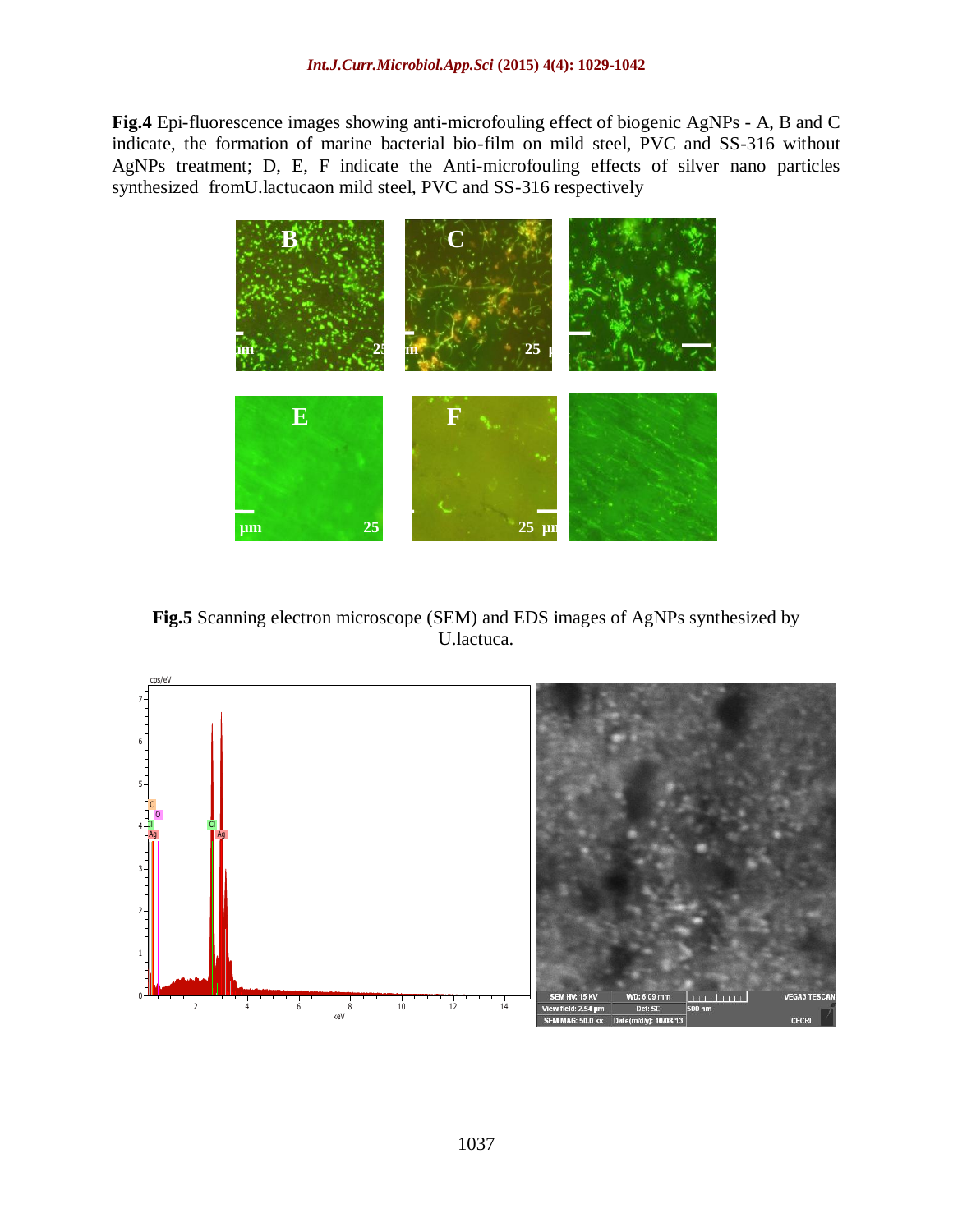**Fig.4** Epi-fluorescence images showing anti-microfouling effect of biogenic AgNPs - A, B and C indicate, the formation of marine bacterial bio-film on mild steel, PVC and SS-316 without AgNPs treatment; D, E, F indicate the Anti-microfouling effects of silver nano particles synthesized fromU.lactucaon mild steel, PVC and SS-316 respectively

**Fig.5** Scanning electron microscope (SEM) and EDS images of AgNPs synthesized by U.lactuca.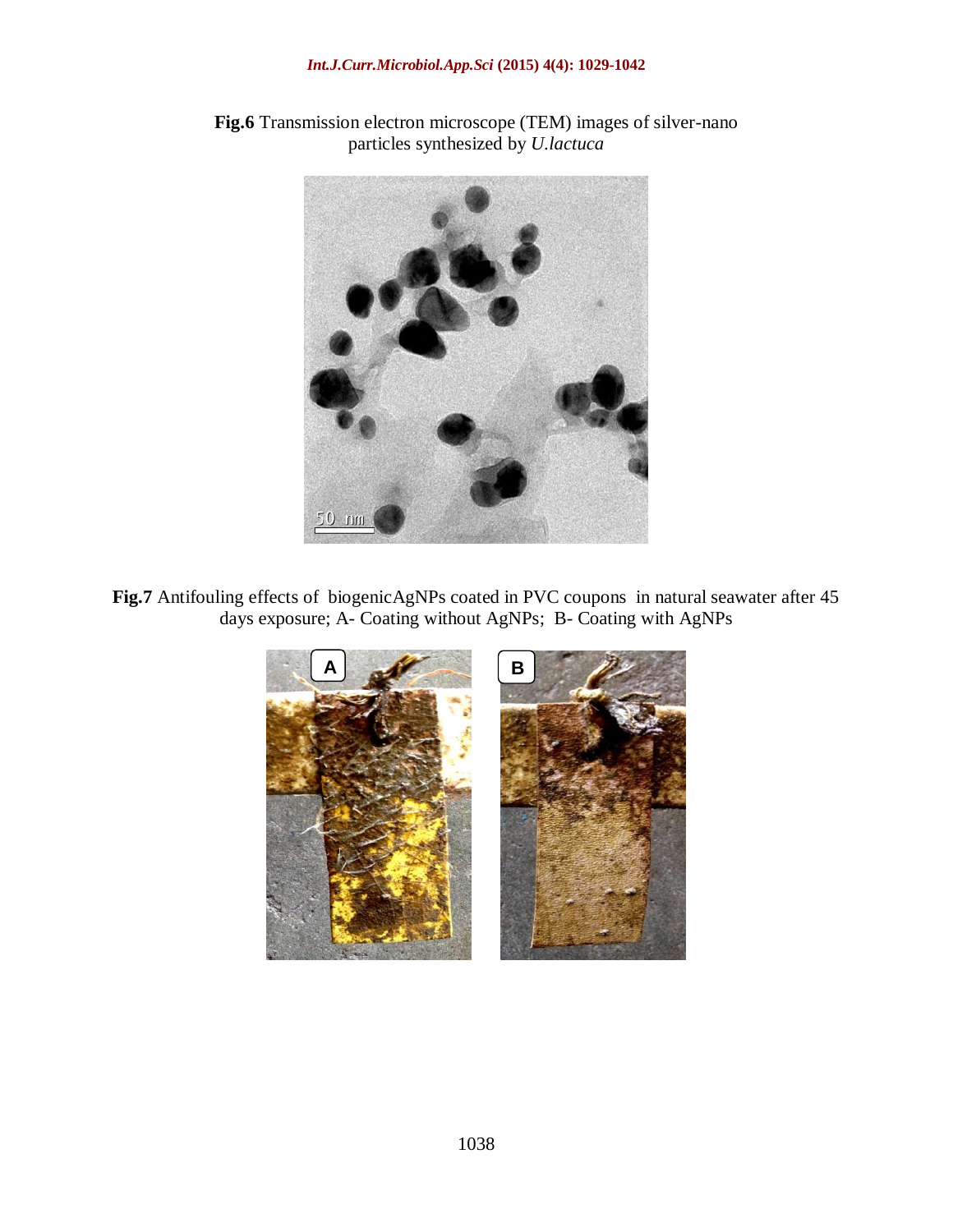**Fig.6** Transmission electron microscope (TEM) images of silver-nano particles synthesized by *U.lactuca*

**Fig.7** Antifouling effects of biogenicAgNPs coated in PVC coupons in natural seawater after 45 days exposure; A- Coating without AgNPs; B- Coating with AgNPs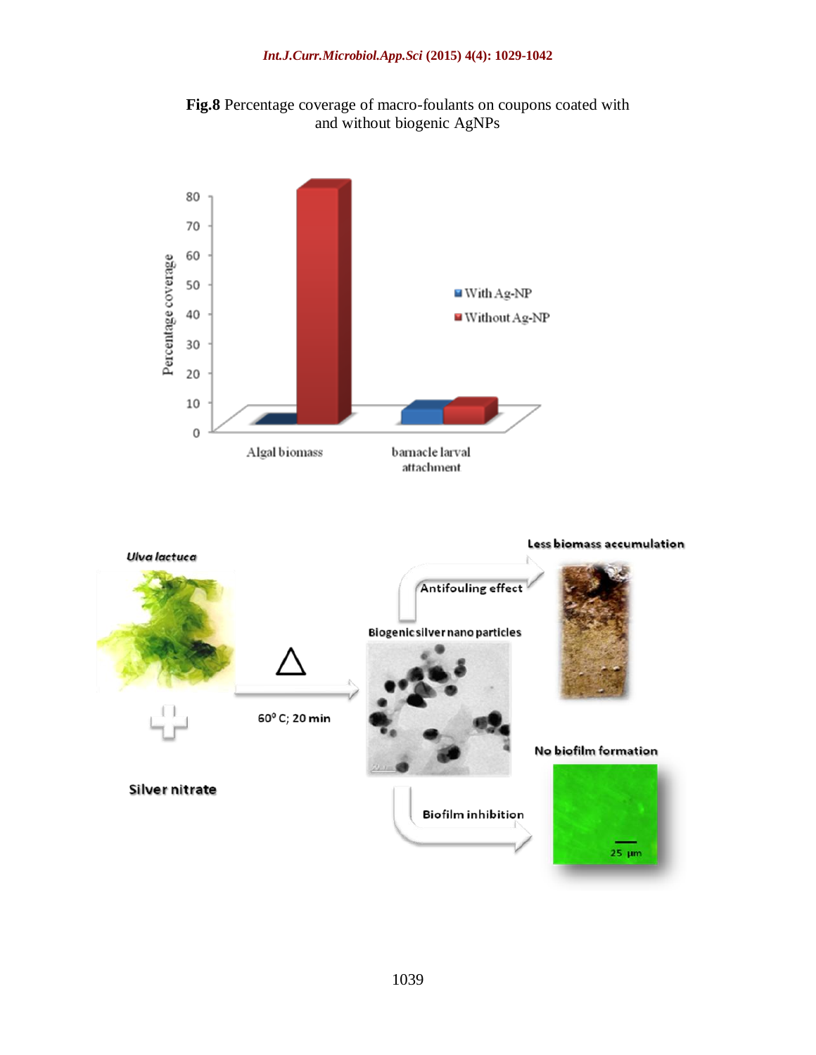**Fig.8** Percentage coverage of macro-foulants on coupons coated with and without biogenic AgNPs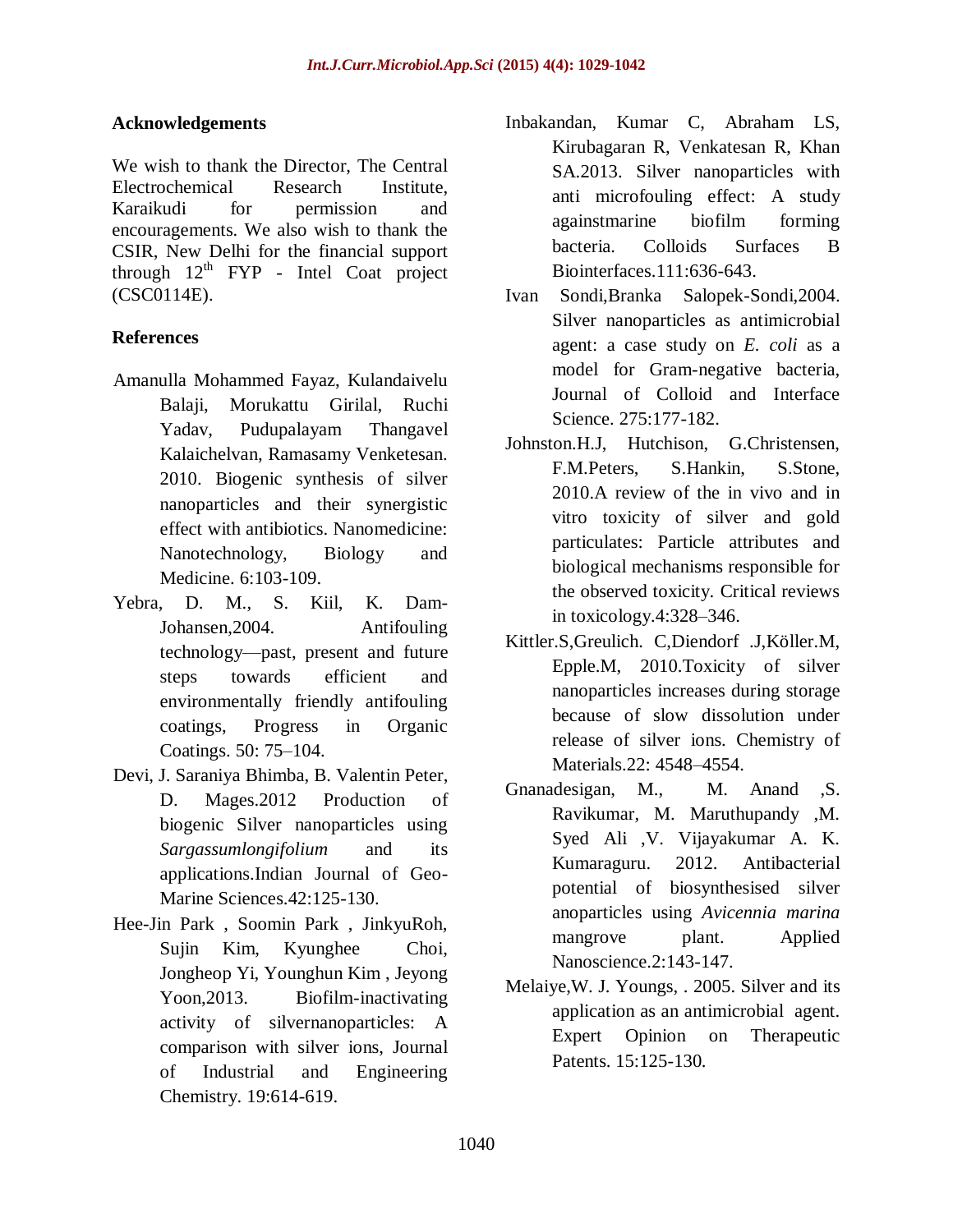## Acknowledgements

We wish to thank the Director, The Central Electrochemical Research Institute, Karaikudi for permission and encouragements. We also wish to thank the CSIR, New Delhi for the financial support through 12$^{th}$ FYP - Intel Coat project (CSC0114E).

## References

Amanulla Mohammed Fayaz, Kulandaivelu Balaji, Morukattu Girilal, Ruchi Yadav, Pudupalayam Thangavel Kalaichelvan, Ramasamy Venketesan. 2010. Biogenic synthesis of silver nanoparticles and their synergistic effect with antibiotics. Nanomedicine: Nanotechnology, Biology and Medicine. 6:103-109.

Yebra, D. M., S. Kiil, K. Dam-Johansen,2004. Antifouling technology—past, present and future steps towards efficient and environmentally friendly antifouling coatings, Progress in Organic Coatings. 50: 75–104.

Devi, J. Saraniya Bhimba, B. Valentin Peter, D. Mages.2012 Production of biogenic Silver nanoparticles using *Sargassumlongifolium* and its applications.Indian Journal of Geo-Marine Sciences.42:125-130.

Hee-Jin Park , Soomin Park , JinkyuRoh, Sujin Kim, Kyunghee Choi, Jongheop Yi, Younghun Kim , Jeyong Yoon,2013. Biofilm-inactivating activity of silvernanoparticles: A comparison with silver ions, Journal of Industrial and Engineering Chemistry. 19:614-619.

Inbakandan, Kumar C, Abraham LS, Kirubagaran R, Venkatesan R, Khan SA.2013. Silver nanoparticles with anti microfouling effect: A study againstmarine biofilm forming bacteria. Colloids Surfaces B Biointerfaces.111:636-643.

Ivan Sondi,Branka Salopek-Sondi,2004. Silver nanoparticles as antimicrobial agent: a case study on *E. coli* as a model for Gram-negative bacteria, Journal of Colloid and Interface Science. 275:177-182.

Johnston.H.J, Hutchison, G.Christensen, F.M.Peters, S.Hankin, S.Stone, 2010.A review of the in vivo and in vitro toxicity of silver and gold particulates: Particle attributes and biological mechanisms responsible for the observed toxicity. Critical reviews in toxicology.4:328–346.

Kittler.S,Greulich. C,Diendorf .J,Köller.M, Epple.M, 2010.Toxicity of silver nanoparticles increases during storage because of slow dissolution under release of silver ions. Chemistry of Materials.22: 4548–4554.

Gnanadesigan, M., M. Anand ,S. Ravikumar, M. Maruthupandy ,M. Syed Ali ,V. Vijayakumar A. K. Kumaraguru. 2012. Antibacterial potential of biosynthesised silver anoparticles using *Avicennia marina* mangrove plant. Applied Nanoscience.2:143-147.

Melaiye,W. J. Youngs, . 2005. Silver and its application as an antimicrobial agent. Expert Opinion on Therapeutic Patents. 15:125-130.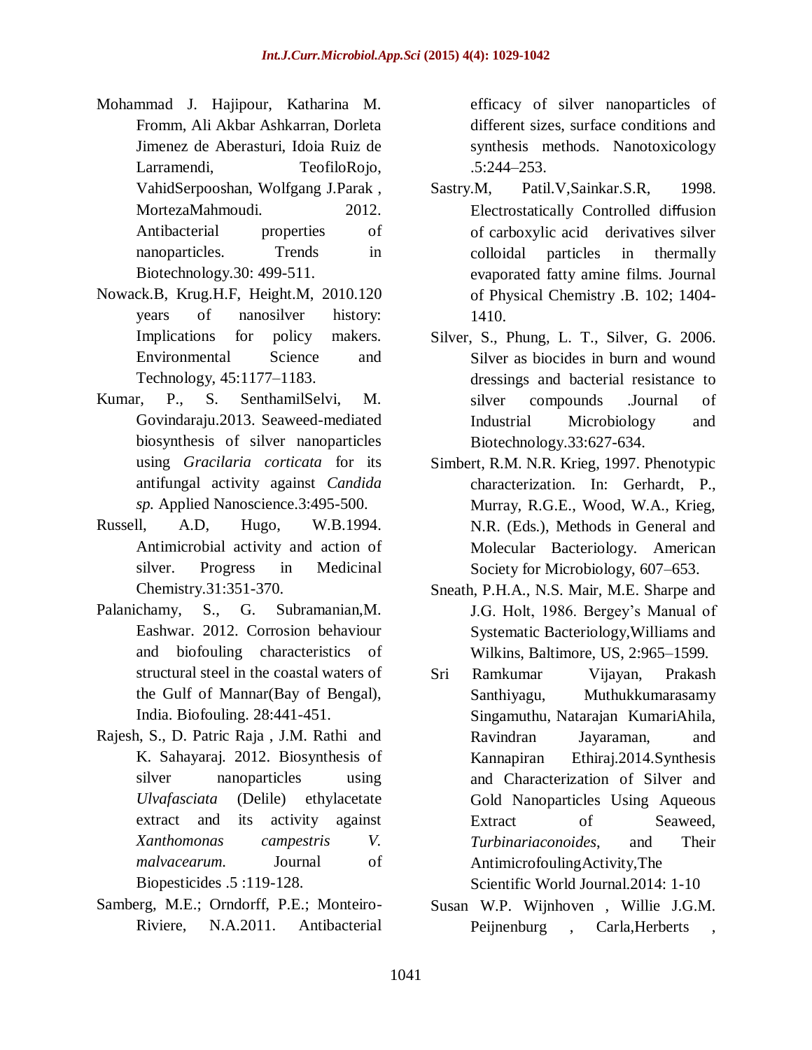Mohammad J. Hajipour, Katharina M. Fromm, Ali Akbar Ashkarran, Dorleta Jimenez de Aberasturi, Idoia Ruiz de Larramendi, TeofiloRojo, VahidSerpooshan, Wolfgang J.Parak , MortezaMahmoudi. 2012. Antibacterial properties of nanoparticles. Trends in Biotechnology.30: 499-511.

Nowack.B, Krug.H.F, Height.M, 2010.120 years of nanosilver history: Implications for policy makers. Environmental Science and Technology, 45:1177–1183.

Kumar, P., S. SenthamilSelvi, M. Govindaraju.2013. Seaweed-mediated biosynthesis of silver nanoparticles using *Gracilaria corticata* for its antifungal activity against *Candida sp.* Applied Nanoscience.3:495-500.

Russell, A.D, Hugo, W.B.1994. Antimicrobial activity and action of silver. Progress in Medicinal Chemistry.31:351-370.

Palanichamy, S., G. Subramanian,M. Eashwar. 2012. Corrosion behaviour and biofouling characteristics of structural steel in the coastal waters of the Gulf of Mannar(Bay of Bengal), India. Biofouling. 28:441-451.

Rajesh, S., D. Patric Raja , J.M. Rathi and K. Sahayaraj. 2012. Biosynthesis of silver nanoparticles using *Ulvafasciata* (Delile) ethylacetate extract and its activity against *Xanthomonas campestris V. malvacearum.* Journal of Biopesticides .5 :119-128.

Samberg, M.E.; Orndorff, P.E.; Monteiro-Riviere, N.A.2011. Antibacterial efficacy of silver nanoparticles of different sizes, surface conditions and synthesis methods. Nanotoxicology .5:244–253.

Sastry.M, Patil.V,Sainkar.S.R, 1998. Electrostatically Controlled diffusion of carboxylic acid derivatives silver colloidal particles in thermally evaporated fatty amine films. Journal of Physical Chemistry .B. 102; 1404-1410.

Silver, S., Phung, L. T., Silver, G. 2006. Silver as biocides in burn and wound dressings and bacterial resistance to silver compounds .Journal of Industrial Microbiology and Biotechnology.33:627-634.

Simbert, R.M. N.R. Krieg, 1997. Phenotypic characterization. In: Gerhardt, P., Murray, R.G.E., Wood, W.A., Krieg, N.R. (Eds.), Methods in General and Molecular Bacteriology. American Society for Microbiology, 607–653.

Sneath, P.H.A., N.S. Mair, M.E. Sharpe and J.G. Holt, 1986. Bergey's Manual of Systematic Bacteriology,Williams and Wilkins, Baltimore, US, 2:965–1599.

Sri Ramkumar Vijayan, Prakash Santhiyagu, Muthukkumarasamy Singamuthu, Natarajan KumariAhila, Ravindran Jayaraman, and Kannapiran Ethiraj.2014.Synthesis and Characterization of Silver and Gold Nanoparticles Using Aqueous Extract of Seaweed, *Turbinariaconoides*, and Their AntimicrofoulingActivity,The Scientific World Journal.2014: 1-10

Susan W.P. Wijnhoven , Willie J.G.M. Peijnenburg , Carla,Herberts ,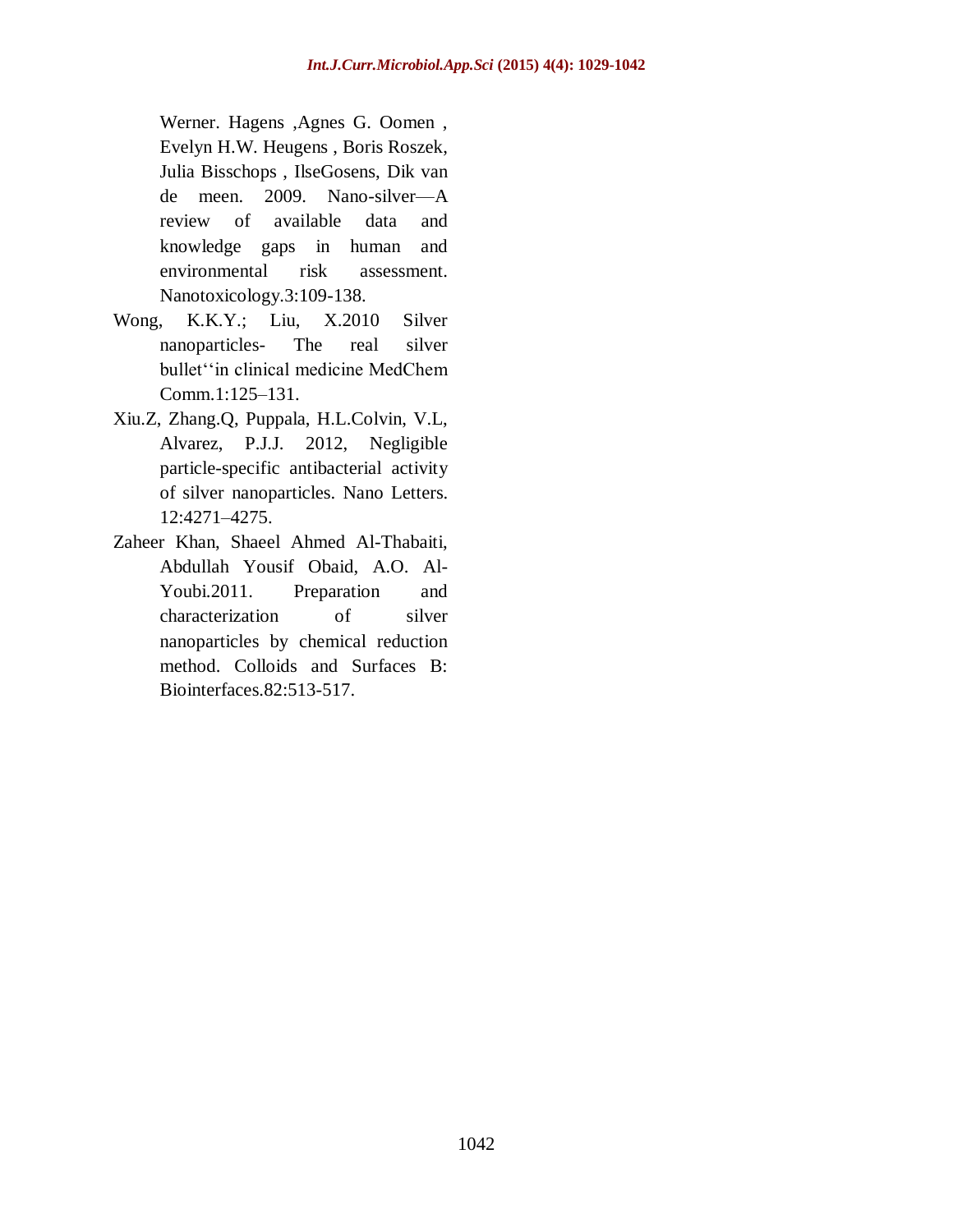Werner. Hagens ,Agnes G. Oomen , Evelyn H.W. Heugens , Boris Roszek, Julia Bisschops , IlseGosens, Dik van de meen. 2009. Nano-silver—A review of available data and knowledge gaps in human and environmental risk assessment. Nanotoxicology.3:109-138.

Wong, K.K.Y.; Liu, X.2010 Silver nanoparticles- The real silver bullet''in clinical medicine MedChem Comm.1:125–131.

Xiu.Z, Zhang.Q, Puppala, H.L.Colvin, V.L, Alvarez, P.J.J. 2012, Negligible particle-specific antibacterial activity of silver nanoparticles. Nano Letters. 12:4271–4275.

Zaheer Khan, Shaeel Ahmed Al-Thabaiti, Abdullah Yousif Obaid, A.O. Al-Youbi.2011. Preparation and characterization of silver nanoparticles by chemical reduction method. Colloids and Surfaces B: Biointerfaces.82:513-517.